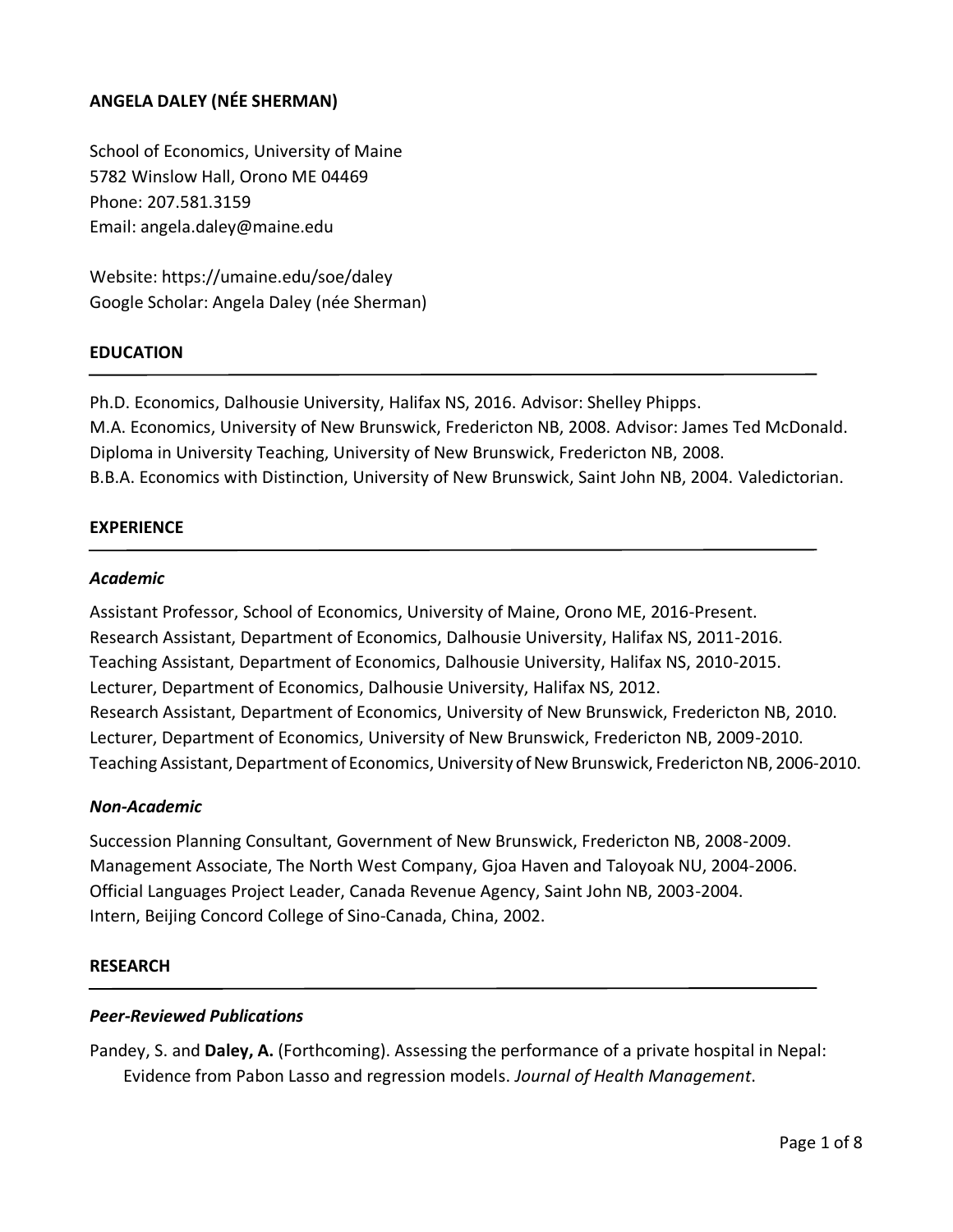# ANGELA DALEY (NÉE SHERMAN)

School of Economics, University of Maine
5782 Winslow Hall, Orono ME 04469
Phone: 207.581.3159
Email: angela.daley@maine.edu

Website: https://umaine.edu/soe/daley
Google Scholar: Angela Daley (née Sherman)

## EDUCATION

Ph.D. Economics, Dalhousie University, Halifax NS, 2016. Advisor: Shelley Phipps.
M.A. Economics, University of New Brunswick, Fredericton NB, 2008. Advisor: James Ted McDonald.
Diploma in University Teaching, University of New Brunswick, Fredericton NB, 2008.
B.B.A. Economics with Distinction, University of New Brunswick, Saint John NB, 2004. Valedictorian.

## EXPERIENCE

### *Academic*

Assistant Professor, School of Economics, University of Maine, Orono ME, 2016-Present.
Research Assistant, Department of Economics, Dalhousie University, Halifax NS, 2011-2016.
Teaching Assistant, Department of Economics, Dalhousie University, Halifax NS, 2010-2015.
Lecturer, Department of Economics, Dalhousie University, Halifax NS, 2012.
Research Assistant, Department of Economics, University of New Brunswick, Fredericton NB, 2010.
Lecturer, Department of Economics, University of New Brunswick, Fredericton NB, 2009-2010.
Teaching Assistant, Department of Economics, University of New Brunswick, Fredericton NB, 2006-2010.

### *Non-Academic*

Succession Planning Consultant, Government of New Brunswick, Fredericton NB, 2008-2009.
Management Associate, The North West Company, Gjoa Haven and Taloyoak NU, 2004-2006.
Official Languages Project Leader, Canada Revenue Agency, Saint John NB, 2003-2004.
Intern, Beijing Concord College of Sino-Canada, China, 2002.

## RESEARCH

### *Peer-Reviewed Publications*

Pandey, S. and **Daley, A.** (Forthcoming). Assessing the performance of a private hospital in Nepal: Evidence from Pabon Lasso and regression models. *Journal of Health Management*.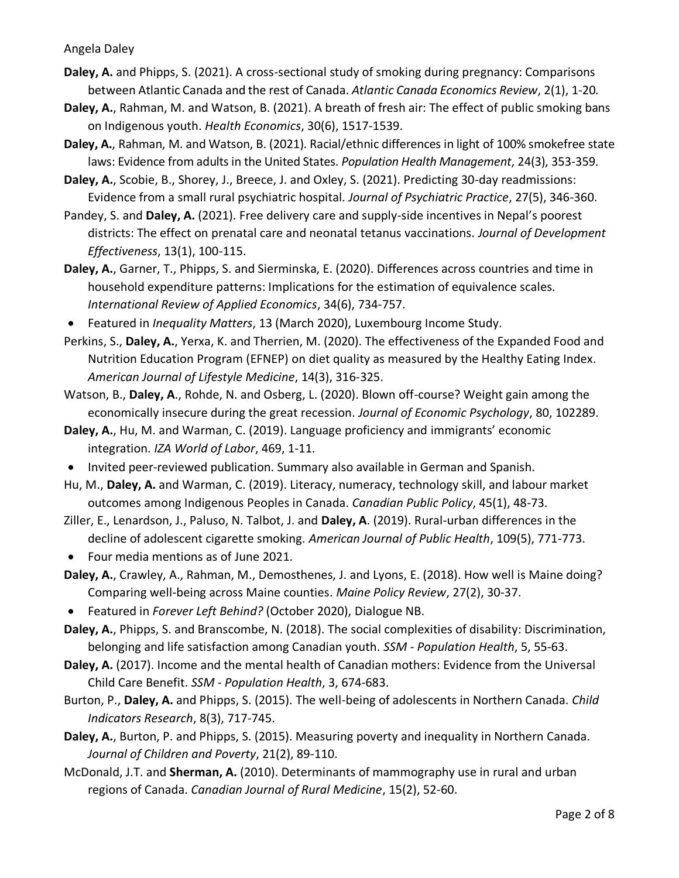**Daley, A.** and Phipps, S. (2021). A cross-sectional study of smoking during pregnancy: Comparisons between Atlantic Canada and the rest of Canada. *Atlantic Canada Economics Review*, 2(1), 1-20.

**Daley, A.**, Rahman, M. and Watson, B. (2021). A breath of fresh air: The effect of public smoking bans on Indigenous youth. *Health Economics*, 30(6), 1517-1539.

**Daley, A.**, Rahman, M. and Watson, B. (2021). Racial/ethnic differences in light of 100% smokefree state laws: Evidence from adults in the United States. *Population Health Management*, 24(3), 353-359.

**Daley, A.**, Scobie, B., Shorey, J., Breece, J. and Oxley, S. (2021). Predicting 30-day readmissions: Evidence from a small rural psychiatric hospital. *Journal of Psychiatric Practice*, 27(5), 346-360.

Pandey, S. and **Daley, A.** (2021). Free delivery care and supply-side incentives in Nepal's poorest districts: The effect on prenatal care and neonatal tetanus vaccinations. *Journal of Development Effectiveness*, 13(1), 100-115.

**Daley, A.**, Garner, T., Phipps, S. and Sierminska, E. (2020). Differences across countries and time in household expenditure patterns: Implications for the estimation of equivalence scales. *International Review of Applied Economics*, 34(6), 734-757.

- Featured in *Inequality Matters*, 13 (March 2020), Luxembourg Income Study.

Perkins, S., **Daley, A.**, Yerxa, K. and Therrien, M. (2020). The effectiveness of the Expanded Food and Nutrition Education Program (EFNEP) on diet quality as measured by the Healthy Eating Index. *American Journal of Lifestyle Medicine*, 14(3), 316-325.

Watson, B., **Daley, A**., Rohde, N. and Osberg, L. (2020). Blown off-course? Weight gain among the economically insecure during the great recession. *Journal of Economic Psychology*, 80, 102289.

**Daley, A.**, Hu, M. and Warman, C. (2019). Language proficiency and immigrants' economic integration. *IZA World of Labor*, 469, 1-11.

- Invited peer-reviewed publication. Summary also available in German and Spanish.

Hu, M., **Daley, A.** and Warman, C. (2019). Literacy, numeracy, technology skill, and labour market outcomes among Indigenous Peoples in Canada. *Canadian Public Policy*, 45(1), 48-73.

Ziller, E., Lenardson, J., Paluso, N. Talbot, J. and **Daley, A**. (2019). Rural-urban differences in the decline of adolescent cigarette smoking. *American Journal of Public Health*, 109(5), 771-773.

- Four media mentions as of June 2021.

**Daley, A.**, Crawley, A., Rahman, M., Demosthenes, J. and Lyons, E. (2018). How well is Maine doing? Comparing well-being across Maine counties. *Maine Policy Review*, 27(2), 30-37.

- Featured in *Forever Left Behind?* (October 2020), Dialogue NB.

**Daley, A.**, Phipps, S. and Branscombe, N. (2018). The social complexities of disability: Discrimination, belonging and life satisfaction among Canadian youth. *SSM - Population Health*, 5, 55-63.

**Daley, A.** (2017). Income and the mental health of Canadian mothers: Evidence from the Universal Child Care Benefit. *SSM - Population Health*, 3, 674-683.

Burton, P., **Daley, A.** and Phipps, S. (2015). The well-being of adolescents in Northern Canada. *Child Indicators Research*, 8(3), 717-745.

**Daley, A.**, Burton, P. and Phipps, S. (2015). Measuring poverty and inequality in Northern Canada. *Journal of Children and Poverty*, 21(2), 89-110.

McDonald, J.T. and **Sherman, A.** (2010). Determinants of mammography use in rural and urban regions of Canada. *Canadian Journal of Rural Medicine*, 15(2), 52-60.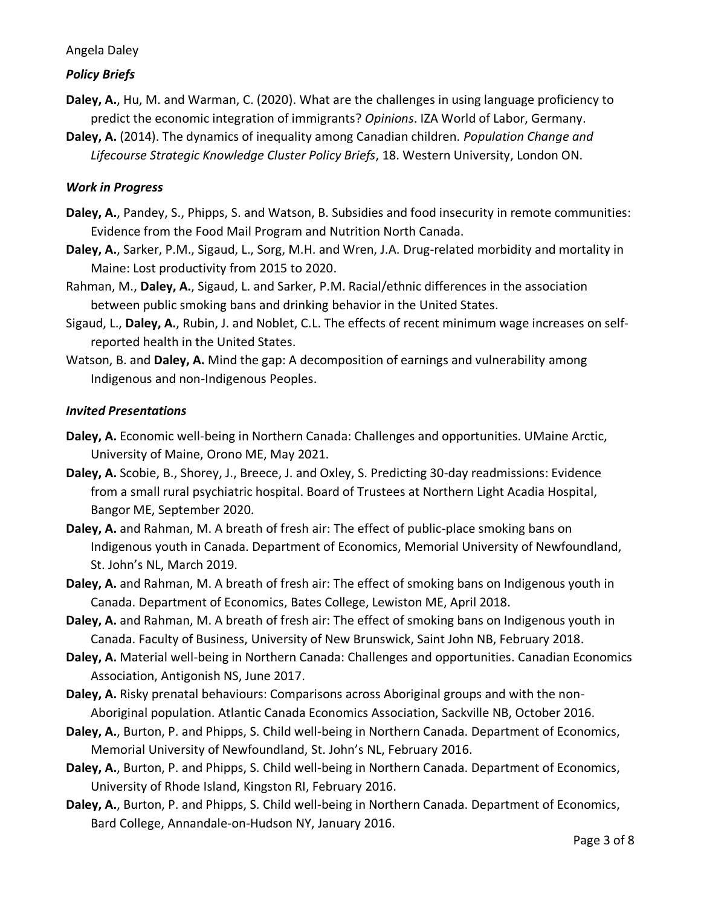## *Policy Briefs*

**Daley, A.**, Hu, M. and Warman, C. (2020). What are the challenges in using language proficiency to predict the economic integration of immigrants? *Opinions*. IZA World of Labor, Germany.

**Daley, A.** (2014). The dynamics of inequality among Canadian children. *Population Change and Lifecourse Strategic Knowledge Cluster Policy Briefs*, 18. Western University, London ON.

## *Work in Progress*

**Daley, A.**, Pandey, S., Phipps, S. and Watson, B. Subsidies and food insecurity in remote communities: Evidence from the Food Mail Program and Nutrition North Canada.

**Daley, A.**, Sarker, P.M., Sigaud, L., Sorg, M.H. and Wren, J.A. Drug-related morbidity and mortality in Maine: Lost productivity from 2015 to 2020.

Rahman, M., **Daley, A.**, Sigaud, L. and Sarker, P.M. Racial/ethnic differences in the association between public smoking bans and drinking behavior in the United States.

Sigaud, L., **Daley, A.**, Rubin, J. and Noblet, C.L. The effects of recent minimum wage increases on self-reported health in the United States.

Watson, B. and **Daley, A.** Mind the gap: A decomposition of earnings and vulnerability among Indigenous and non-Indigenous Peoples.

## *Invited Presentations*

**Daley, A.** Economic well-being in Northern Canada: Challenges and opportunities. UMaine Arctic, University of Maine, Orono ME, May 2021.

**Daley, A.** Scobie, B., Shorey, J., Breece, J. and Oxley, S. Predicting 30-day readmissions: Evidence from a small rural psychiatric hospital. Board of Trustees at Northern Light Acadia Hospital, Bangor ME, September 2020.

**Daley, A.** and Rahman, M. A breath of fresh air: The effect of public-place smoking bans on Indigenous youth in Canada. Department of Economics, Memorial University of Newfoundland, St. John's NL, March 2019.

**Daley, A.** and Rahman, M. A breath of fresh air: The effect of smoking bans on Indigenous youth in Canada. Department of Economics, Bates College, Lewiston ME, April 2018.

**Daley, A.** and Rahman, M. A breath of fresh air: The effect of smoking bans on Indigenous youth in Canada. Faculty of Business, University of New Brunswick, Saint John NB, February 2018.

**Daley, A.** Material well-being in Northern Canada: Challenges and opportunities. Canadian Economics Association, Antigonish NS, June 2017.

**Daley, A.** Risky prenatal behaviours: Comparisons across Aboriginal groups and with the non-Aboriginal population. Atlantic Canada Economics Association, Sackville NB, October 2016.

**Daley, A.**, Burton, P. and Phipps, S. Child well-being in Northern Canada. Department of Economics, Memorial University of Newfoundland, St. John's NL, February 2016.

**Daley, A.**, Burton, P. and Phipps, S. Child well-being in Northern Canada. Department of Economics, University of Rhode Island, Kingston RI, February 2016.

**Daley, A.**, Burton, P. and Phipps, S. Child well-being in Northern Canada. Department of Economics, Bard College, Annandale-on-Hudson NY, January 2016.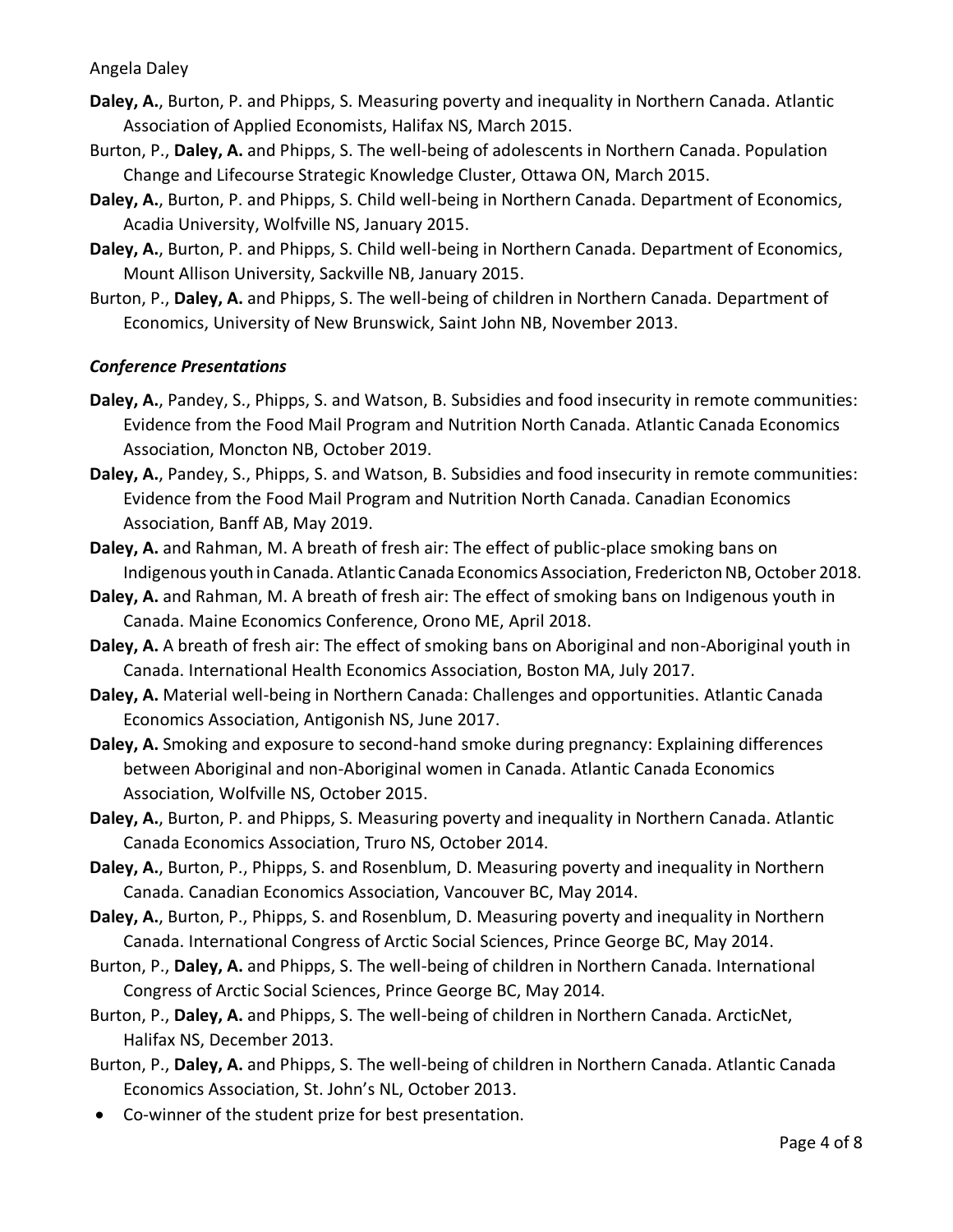**Daley, A.**, Burton, P. and Phipps, S. Measuring poverty and inequality in Northern Canada. Atlantic Association of Applied Economists, Halifax NS, March 2015.

Burton, P., **Daley, A.** and Phipps, S. The well-being of adolescents in Northern Canada. Population Change and Lifecourse Strategic Knowledge Cluster, Ottawa ON, March 2015.

**Daley, A.**, Burton, P. and Phipps, S. Child well-being in Northern Canada. Department of Economics, Acadia University, Wolfville NS, January 2015.

**Daley, A.**, Burton, P. and Phipps, S. Child well-being in Northern Canada. Department of Economics, Mount Allison University, Sackville NB, January 2015.

Burton, P., **Daley, A.** and Phipps, S. The well-being of children in Northern Canada. Department of Economics, University of New Brunswick, Saint John NB, November 2013.

### *Conference Presentations*

**Daley, A.**, Pandey, S., Phipps, S. and Watson, B. Subsidies and food insecurity in remote communities: Evidence from the Food Mail Program and Nutrition North Canada. Atlantic Canada Economics Association, Moncton NB, October 2019.

**Daley, A.**, Pandey, S., Phipps, S. and Watson, B. Subsidies and food insecurity in remote communities: Evidence from the Food Mail Program and Nutrition North Canada. Canadian Economics Association, Banff AB, May 2019.

**Daley, A.** and Rahman, M. A breath of fresh air: The effect of public-place smoking bans on Indigenous youth in Canada. Atlantic Canada Economics Association, Fredericton NB, October 2018.

**Daley, A.** and Rahman, M. A breath of fresh air: The effect of smoking bans on Indigenous youth in Canada. Maine Economics Conference, Orono ME, April 2018.

**Daley, A.** A breath of fresh air: The effect of smoking bans on Aboriginal and non-Aboriginal youth in Canada. International Health Economics Association, Boston MA, July 2017.

**Daley, A.** Material well-being in Northern Canada: Challenges and opportunities. Atlantic Canada Economics Association, Antigonish NS, June 2017.

**Daley, A.** Smoking and exposure to second-hand smoke during pregnancy: Explaining differences between Aboriginal and non-Aboriginal women in Canada. Atlantic Canada Economics Association, Wolfville NS, October 2015.

**Daley, A.**, Burton, P. and Phipps, S. Measuring poverty and inequality in Northern Canada. Atlantic Canada Economics Association, Truro NS, October 2014.

**Daley, A.**, Burton, P., Phipps, S. and Rosenblum, D. Measuring poverty and inequality in Northern Canada. Canadian Economics Association, Vancouver BC, May 2014.

**Daley, A.**, Burton, P., Phipps, S. and Rosenblum, D. Measuring poverty and inequality in Northern Canada. International Congress of Arctic Social Sciences, Prince George BC, May 2014.

Burton, P., **Daley, A.** and Phipps, S. The well-being of children in Northern Canada. International Congress of Arctic Social Sciences, Prince George BC, May 2014.

Burton, P., **Daley, A.** and Phipps, S. The well-being of children in Northern Canada. ArcticNet, Halifax NS, December 2013.

Burton, P., **Daley, A.** and Phipps, S. The well-being of children in Northern Canada. Atlantic Canada Economics Association, St. John's NL, October 2013.

- Co-winner of the student prize for best presentation.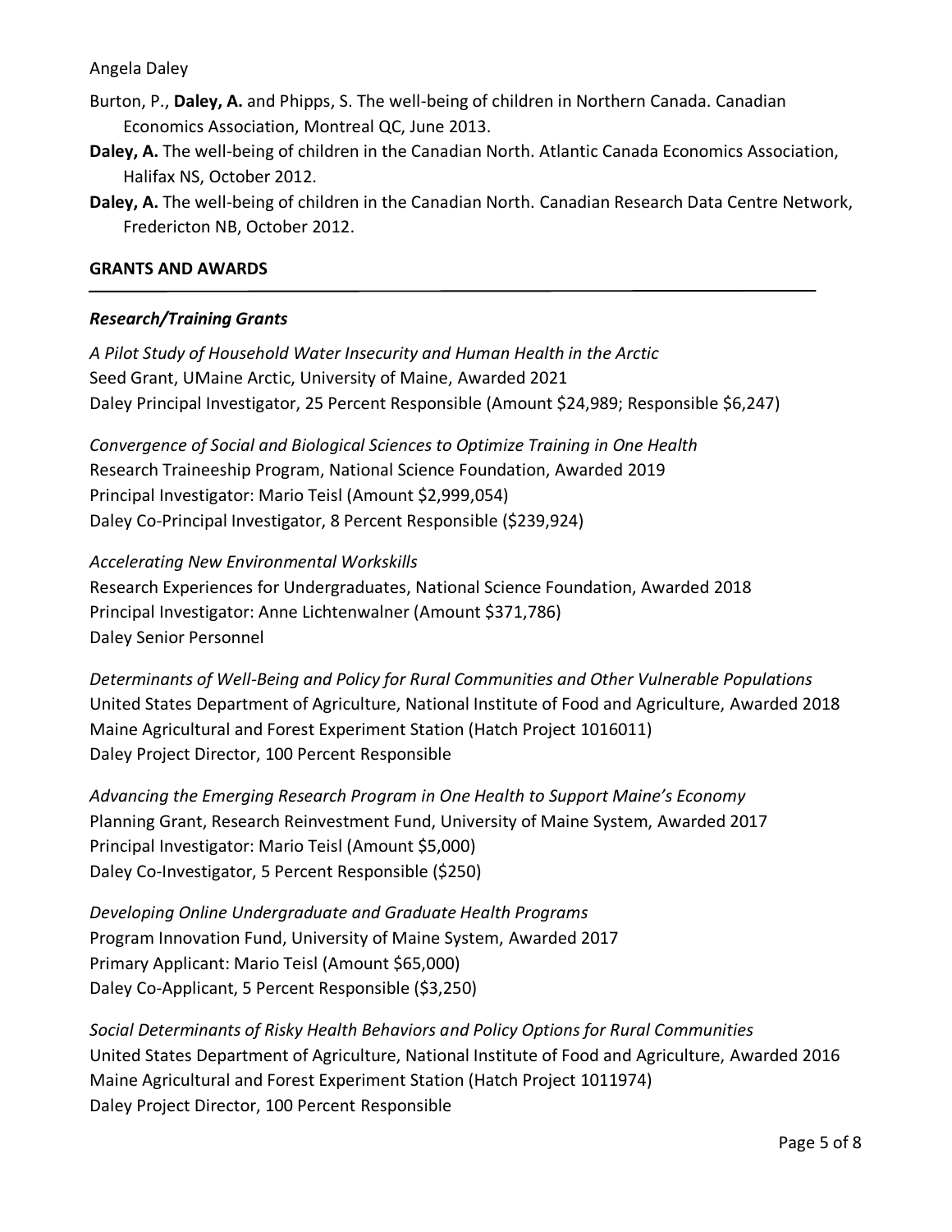Burton, P., **Daley, A.** and Phipps, S. The well-being of children in Northern Canada. Canadian Economics Association, Montreal QC, June 2013.

**Daley, A.** The well-being of children in the Canadian North. Atlantic Canada Economics Association, Halifax NS, October 2012.

**Daley, A.** The well-being of children in the Canadian North. Canadian Research Data Centre Network, Fredericton NB, October 2012.

## GRANTS AND AWARDS

### *Research/Training Grants*

*A Pilot Study of Household Water Insecurity and Human Health in the Arctic*
Seed Grant, UMaine Arctic, University of Maine, Awarded 2021
Daley Principal Investigator, 25 Percent Responsible (Amount $24,989; Responsible $6,247)

*Convergence of Social and Biological Sciences to Optimize Training in One Health*
Research Traineeship Program, National Science Foundation, Awarded 2019
Principal Investigator: Mario Teisl (Amount $2,999,054)
Daley Co-Principal Investigator, 8 Percent Responsible ($239,924)

*Accelerating New Environmental Workskills*
Research Experiences for Undergraduates, National Science Foundation, Awarded 2018
Principal Investigator: Anne Lichtenwalner (Amount $371,786)
Daley Senior Personnel

*Determinants of Well-Being and Policy for Rural Communities and Other Vulnerable Populations*
United States Department of Agriculture, National Institute of Food and Agriculture, Awarded 2018
Maine Agricultural and Forest Experiment Station (Hatch Project 1016011)
Daley Project Director, 100 Percent Responsible

*Advancing the Emerging Research Program in One Health to Support Maine's Economy*
Planning Grant, Research Reinvestment Fund, University of Maine System, Awarded 2017
Principal Investigator: Mario Teisl (Amount $5,000)
Daley Co-Investigator, 5 Percent Responsible ($250)

*Developing Online Undergraduate and Graduate Health Programs*
Program Innovation Fund, University of Maine System, Awarded 2017
Primary Applicant: Mario Teisl (Amount $65,000)
Daley Co-Applicant, 5 Percent Responsible ($3,250)

*Social Determinants of Risky Health Behaviors and Policy Options for Rural Communities*
United States Department of Agriculture, National Institute of Food and Agriculture, Awarded 2016
Maine Agricultural and Forest Experiment Station (Hatch Project 1011974)
Daley Project Director, 100 Percent Responsible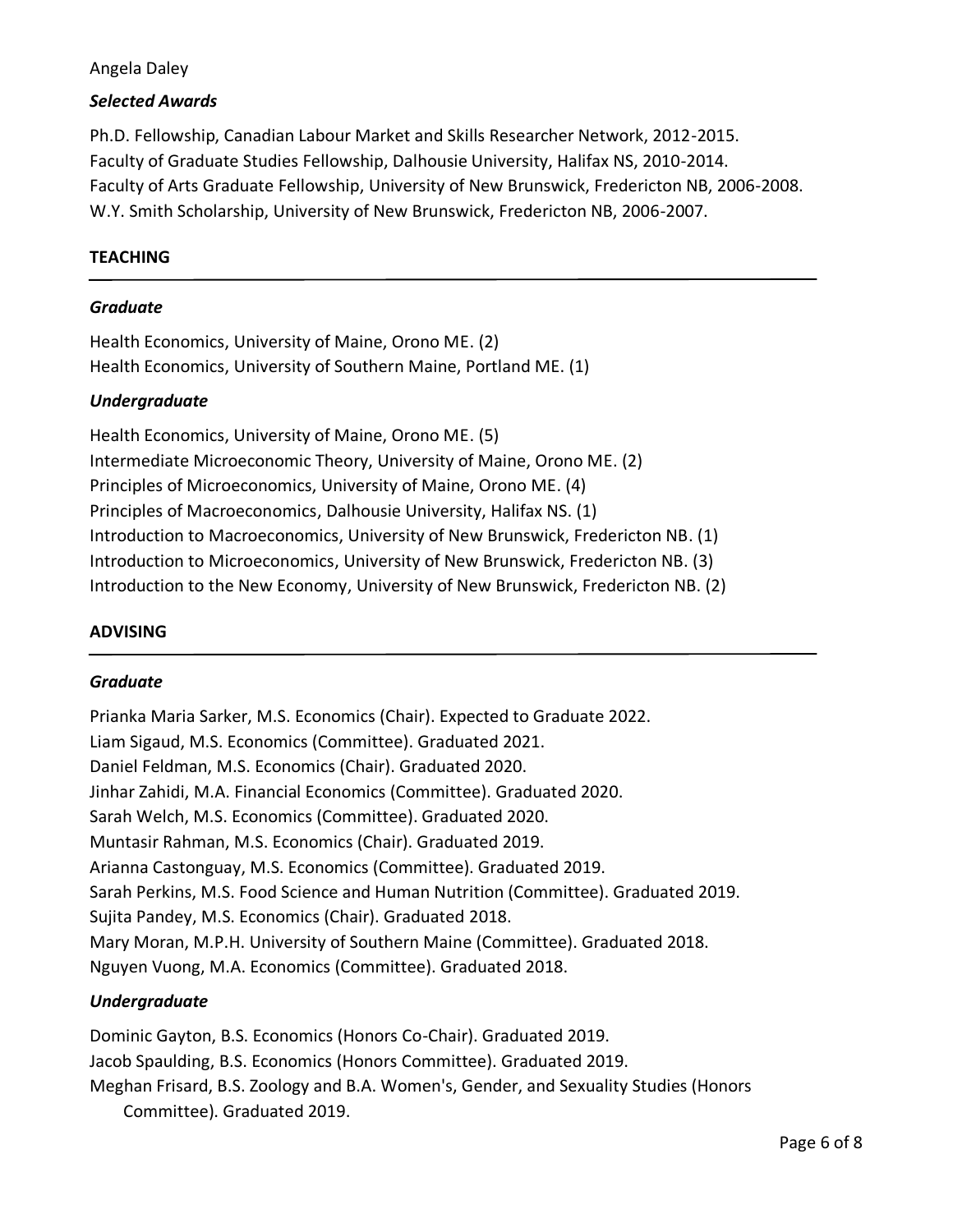### *Selected Awards*

Ph.D. Fellowship, Canadian Labour Market and Skills Researcher Network, 2012-2015.
Faculty of Graduate Studies Fellowship, Dalhousie University, Halifax NS, 2010-2014.
Faculty of Arts Graduate Fellowship, University of New Brunswick, Fredericton NB, 2006-2008.
W.Y. Smith Scholarship, University of New Brunswick, Fredericton NB, 2006-2007.

## TEACHING

### *Graduate*

Health Economics, University of Maine, Orono ME. (2)
Health Economics, University of Southern Maine, Portland ME. (1)

### *Undergraduate*

Health Economics, University of Maine, Orono ME. (5)
Intermediate Microeconomic Theory, University of Maine, Orono ME. (2)
Principles of Microeconomics, University of Maine, Orono ME. (4)
Principles of Macroeconomics, Dalhousie University, Halifax NS. (1)
Introduction to Macroeconomics, University of New Brunswick, Fredericton NB. (1)
Introduction to Microeconomics, University of New Brunswick, Fredericton NB. (3)
Introduction to the New Economy, University of New Brunswick, Fredericton NB. (2)

## ADVISING

### *Graduate*

Prianka Maria Sarker, M.S. Economics (Chair). Expected to Graduate 2022.
Liam Sigaud, M.S. Economics (Committee). Graduated 2021.
Daniel Feldman, M.S. Economics (Chair). Graduated 2020.
Jinhar Zahidi, M.A. Financial Economics (Committee). Graduated 2020.
Sarah Welch, M.S. Economics (Committee). Graduated 2020.
Muntasir Rahman, M.S. Economics (Chair). Graduated 2019.
Arianna Castonguay, M.S. Economics (Committee). Graduated 2019.
Sarah Perkins, M.S. Food Science and Human Nutrition (Committee). Graduated 2019.
Sujita Pandey, M.S. Economics (Chair). Graduated 2018.
Mary Moran, M.P.H. University of Southern Maine (Committee). Graduated 2018.
Nguyen Vuong, M.A. Economics (Committee). Graduated 2018.

### *Undergraduate*

Dominic Gayton, B.S. Economics (Honors Co-Chair). Graduated 2019.
Jacob Spaulding, B.S. Economics (Honors Committee). Graduated 2019.
Meghan Frisard, B.S. Zoology and B.A. Women's, Gender, and Sexuality Studies (Honors Committee). Graduated 2019.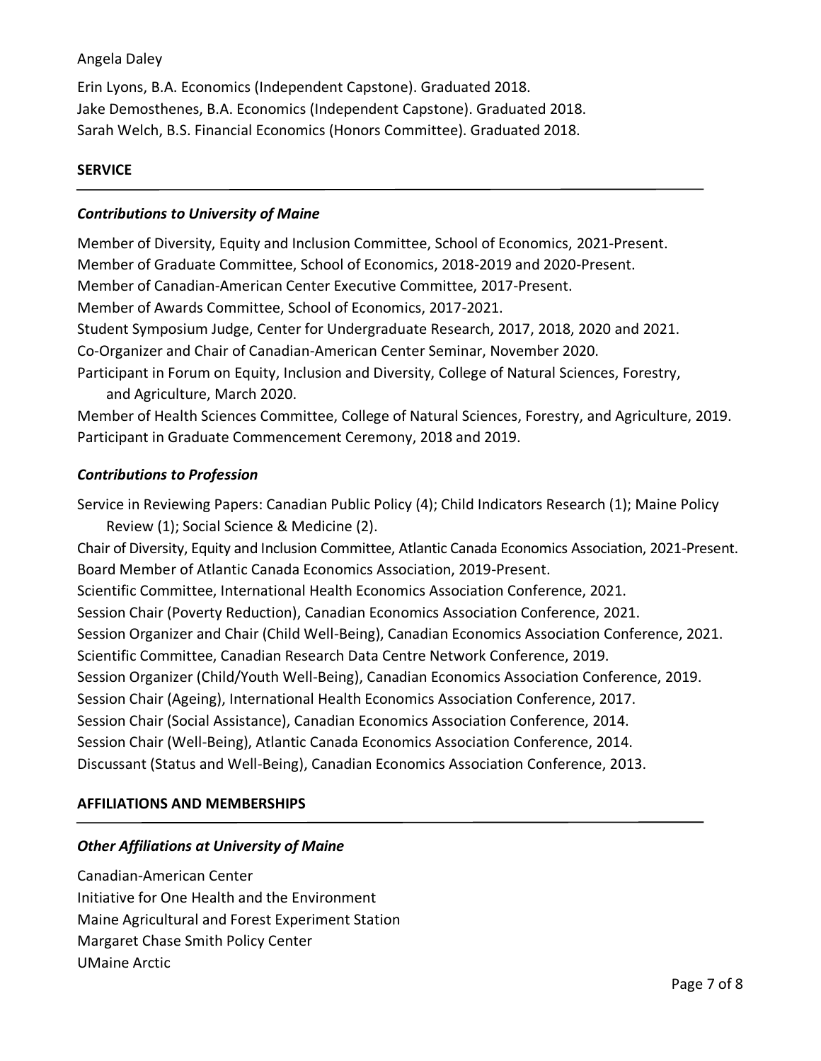Erin Lyons, B.A. Economics (Independent Capstone). Graduated 2018.
Jake Demosthenes, B.A. Economics (Independent Capstone). Graduated 2018.
Sarah Welch, B.S. Financial Economics (Honors Committee). Graduated 2018.

## SERVICE

### *Contributions to University of Maine*

Member of Diversity, Equity and Inclusion Committee, School of Economics, 2021-Present.
Member of Graduate Committee, School of Economics, 2018-2019 and 2020-Present.
Member of Canadian-American Center Executive Committee, 2017-Present.
Member of Awards Committee, School of Economics, 2017-2021.
Student Symposium Judge, Center for Undergraduate Research, 2017, 2018, 2020 and 2021.
Co-Organizer and Chair of Canadian-American Center Seminar, November 2020.
Participant in Forum on Equity, Inclusion and Diversity, College of Natural Sciences, Forestry, and Agriculture, March 2020.
Member of Health Sciences Committee, College of Natural Sciences, Forestry, and Agriculture, 2019.
Participant in Graduate Commencement Ceremony, 2018 and 2019.

### *Contributions to Profession*

Service in Reviewing Papers: Canadian Public Policy (4); Child Indicators Research (1); Maine Policy Review (1); Social Science & Medicine (2).
Chair of Diversity, Equity and Inclusion Committee, Atlantic Canada Economics Association, 2021-Present.
Board Member of Atlantic Canada Economics Association, 2019-Present.
Scientific Committee, International Health Economics Association Conference, 2021.
Session Chair (Poverty Reduction), Canadian Economics Association Conference, 2021.
Session Organizer and Chair (Child Well-Being), Canadian Economics Association Conference, 2021.
Scientific Committee, Canadian Research Data Centre Network Conference, 2019.
Session Organizer (Child/Youth Well-Being), Canadian Economics Association Conference, 2019.
Session Chair (Ageing), International Health Economics Association Conference, 2017.
Session Chair (Social Assistance), Canadian Economics Association Conference, 2014.
Session Chair (Well-Being), Atlantic Canada Economics Association Conference, 2014.
Discussant (Status and Well-Being), Canadian Economics Association Conference, 2013.

## AFFILIATIONS AND MEMBERSHIPS

### *Other Affiliations at University of Maine*

Canadian-American Center
Initiative for One Health and the Environment
Maine Agricultural and Forest Experiment Station
Margaret Chase Smith Policy Center
UMaine Arctic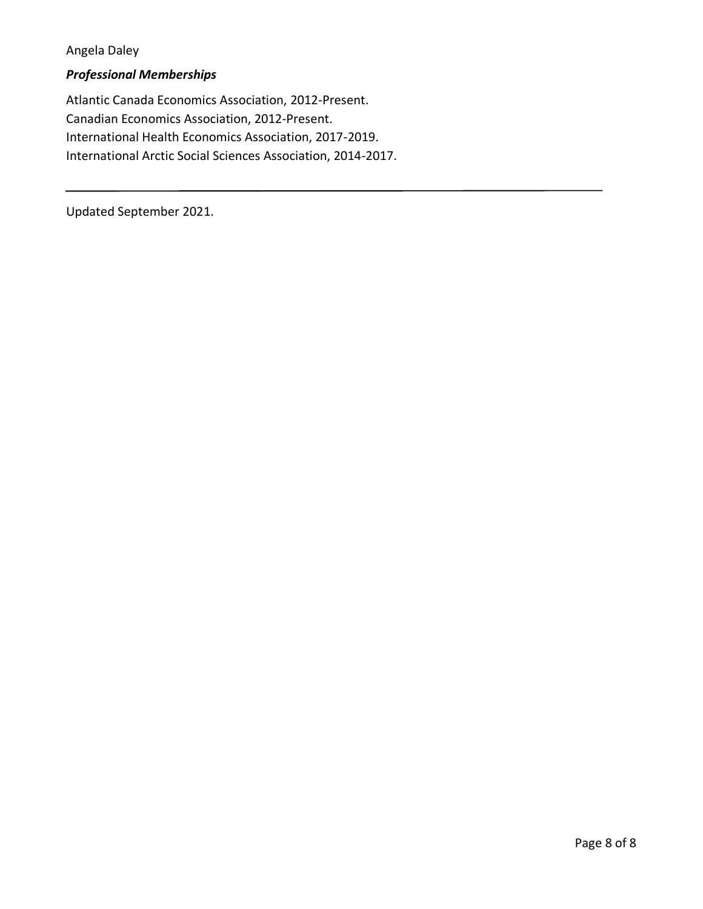### *Professional Memberships*

Atlantic Canada Economics Association, 2012-Present.
Canadian Economics Association, 2012-Present.
International Health Economics Association, 2017-2019.
International Arctic Social Sciences Association, 2014-2017.

---

Updated September 2021.